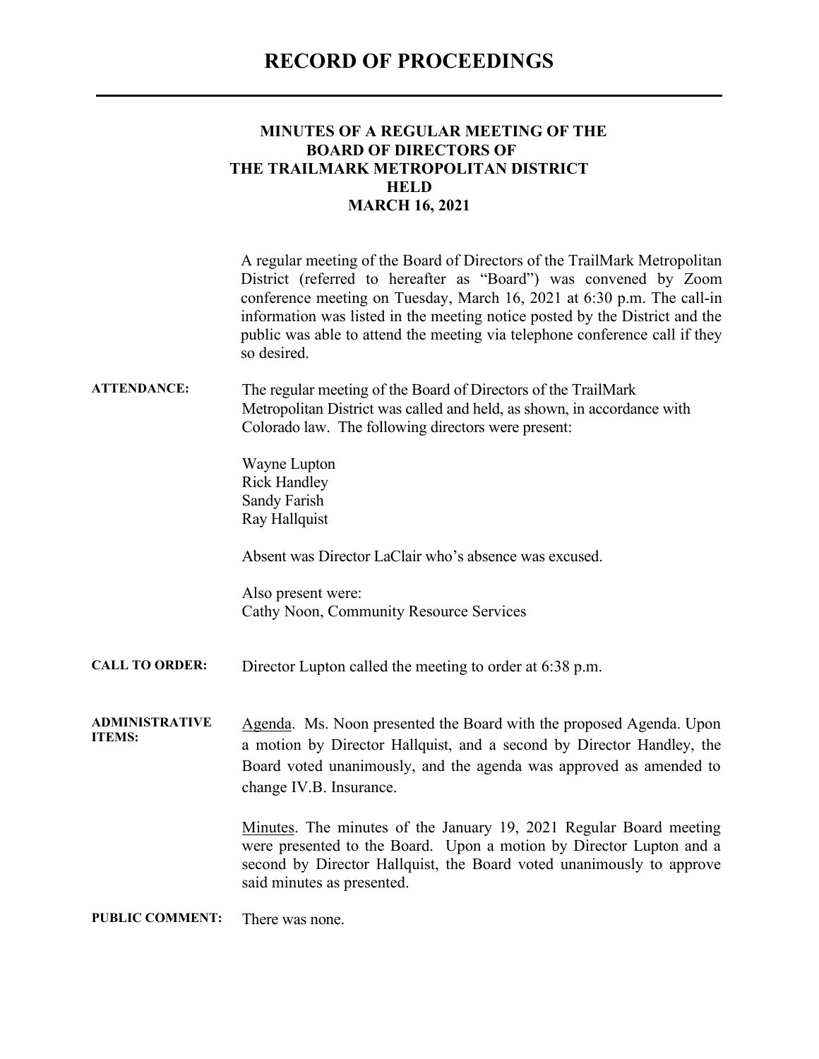# RECORD OF PROCEEDINGS

## MINUTES OF A REGULAR MEETING OF THE BOARD OF DIRECTORS OF THE TRAILMARK METROPOLITAN DISTRICT HELD MARCH 16, 2021

A regular meeting of the Board of Directors of the TrailMark Metropolitan District (referred to hereafter as "Board") was convened by Zoom conference meeting on Tuesday, March 16, 2021 at 6:30 p.m. The call-in information was listed in the meeting notice posted by the District and the public was able to attend the meeting via telephone conference call if they so desired.

**ATTENDANCE:** The regular meeting of the Board of Directors of the TrailMark Metropolitan District was called and held, as shown, in accordance with Colorado law. The following directors were present:

Wayne Lupton
Rick Handley
Sandy Farish
Ray Hallquist

Absent was Director LaClair who's absence was excused.

Also present were:
Cathy Noon, Community Resource Services

**CALL TO ORDER:** Director Lupton called the meeting to order at 6:38 p.m.

**ADMINISTRATIVE ITEMS:** Agenda. Ms. Noon presented the Board with the proposed Agenda. Upon a motion by Director Hallquist, and a second by Director Handley, the Board voted unanimously, and the agenda was approved as amended to change IV.B. Insurance.

Minutes. The minutes of the January 19, 2021 Regular Board meeting were presented to the Board. Upon a motion by Director Lupton and a second by Director Hallquist, the Board voted unanimously to approve said minutes as presented.

**PUBLIC COMMENT:** There was none.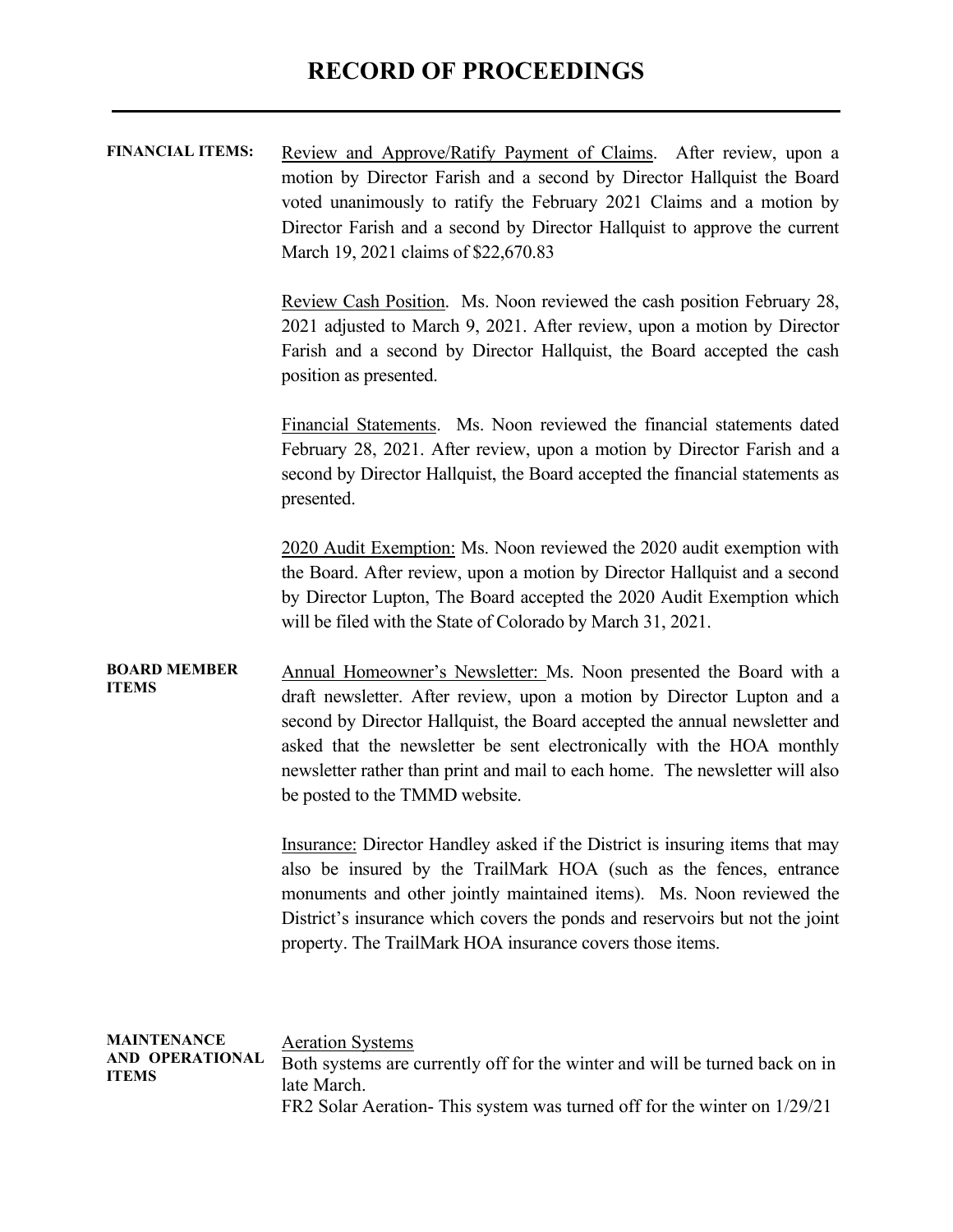# RECORD OF PROCEEDINGS

**FINANCIAL ITEMS:**

Review and Approve/Ratify Payment of Claims. After review, upon a motion by Director Farish and a second by Director Hallquist the Board voted unanimously to ratify the February 2021 Claims and a motion by Director Farish and a second by Director Hallquist to approve the current March 19, 2021 claims of $22,670.83

Review Cash Position. Ms. Noon reviewed the cash position February 28, 2021 adjusted to March 9, 2021. After review, upon a motion by Director Farish and a second by Director Hallquist, the Board accepted the cash position as presented.

Financial Statements. Ms. Noon reviewed the financial statements dated February 28, 2021. After review, upon a motion by Director Farish and a second by Director Hallquist, the Board accepted the financial statements as presented.

2020 Audit Exemption: Ms. Noon reviewed the 2020 audit exemption with the Board. After review, upon a motion by Director Hallquist and a second by Director Lupton, The Board accepted the 2020 Audit Exemption which will be filed with the State of Colorado by March 31, 2021.

**BOARD MEMBER ITEMS**

Annual Homeowner's Newsletter: Ms. Noon presented the Board with a draft newsletter. After review, upon a motion by Director Lupton and a second by Director Hallquist, the Board accepted the annual newsletter and asked that the newsletter be sent electronically with the HOA monthly newsletter rather than print and mail to each home. The newsletter will also be posted to the TMMD website.

Insurance: Director Handley asked if the District is insuring items that may also be insured by the TrailMark HOA (such as the fences, entrance monuments and other jointly maintained items). Ms. Noon reviewed the District's insurance which covers the ponds and reservoirs but not the joint property. The TrailMark HOA insurance covers those items.

**MAINTENANCE AND OPERATIONAL ITEMS**

Aeration Systems

Both systems are currently off for the winter and will be turned back on in late March.

FR2 Solar Aeration- This system was turned off for the winter on 1/29/21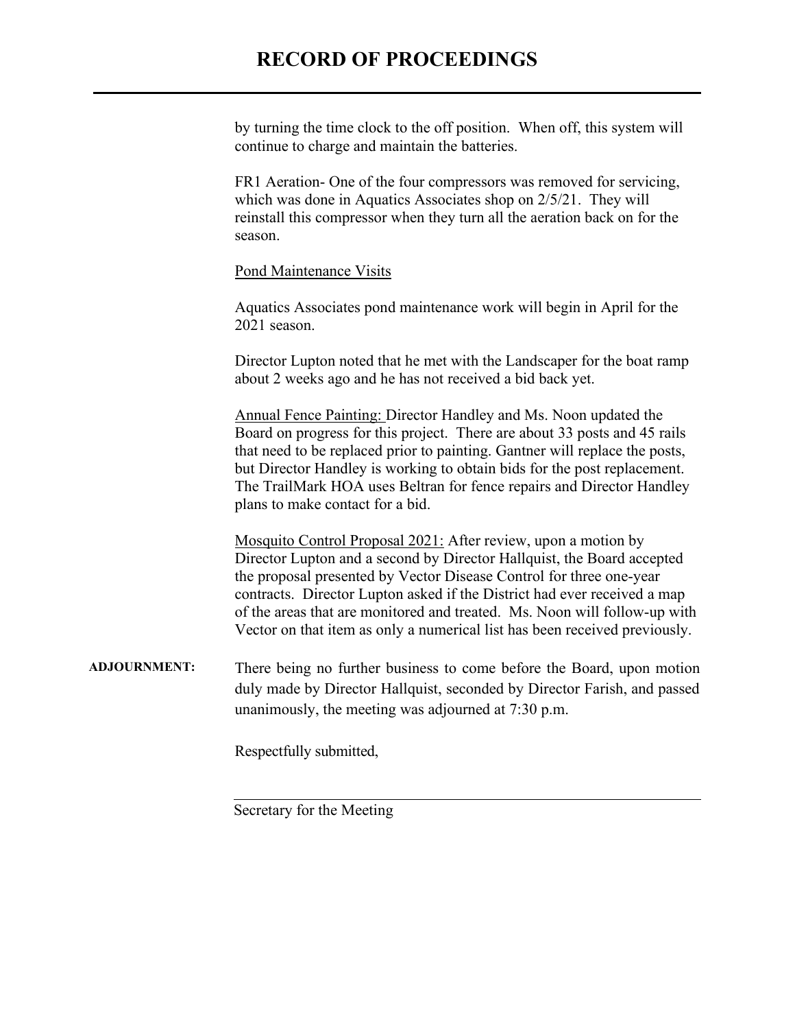by turning the time clock to the off position. When off, this system will continue to charge and maintain the batteries.

FR1 Aeration- One of the four compressors was removed for servicing, which was done in Aquatics Associates shop on 2/5/21. They will reinstall this compressor when they turn all the aeration back on for the season.

Pond Maintenance Visits

Aquatics Associates pond maintenance work will begin in April for the 2021 season.

Director Lupton noted that he met with the Landscaper for the boat ramp about 2 weeks ago and he has not received a bid back yet.

Annual Fence Painting: Director Handley and Ms. Noon updated the Board on progress for this project. There are about 33 posts and 45 rails that need to be replaced prior to painting. Gantner will replace the posts, but Director Handley is working to obtain bids for the post replacement. The TrailMark HOA uses Beltran for fence repairs and Director Handley plans to make contact for a bid.

Mosquito Control Proposal 2021: After review, upon a motion by Director Lupton and a second by Director Hallquist, the Board accepted the proposal presented by Vector Disease Control for three one-year contracts. Director Lupton asked if the District had ever received a map of the areas that are monitored and treated. Ms. Noon will follow-up with Vector on that item as only a numerical list has been received previously.

**ADJOURNMENT:** There being no further business to come before the Board, upon motion duly made by Director Hallquist, seconded by Director Farish, and passed unanimously, the meeting was adjourned at 7:30 p.m.

Respectfully submitted,

\_\_\_\_\_\_\_\_\_\_\_\_\_\_\_\_\_\_\_\_\_\_\_\_\_\_\_\_\_\_\_\_\_\_\_\_\_\_\_\_

Secretary for the Meeting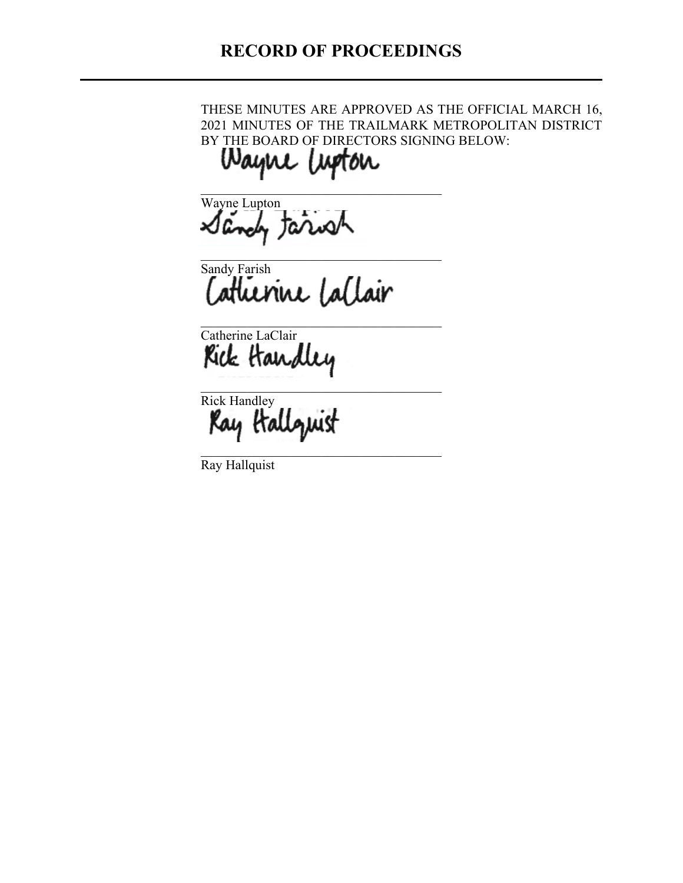# RECORD OF PROCEEDINGS

THESE MINUTES ARE APPROVED AS THE OFFICIAL MARCH 16, 2021 MINUTES OF THE TRAILMARK METROPOLITAN DISTRICT BY THE BOARD OF DIRECTORS SIGNING BELOW:

Wayne Lupton

\_\_\_\_\_\_\_\_\_\_\_\_\_\_\_\_\_\_\_\_\_\_\_\_\_\_\_\_\_\_\_\_\_\_\_

Wayne Lupton

Sandy Farish

\_\_\_\_\_\_\_\_\_\_\_\_\_\_\_\_\_\_\_\_\_\_\_\_\_\_\_\_\_\_\_\_\_\_\_

Sandy Farish

Catherine LaClair

\_\_\_\_\_\_\_\_\_\_\_\_\_\_\_\_\_\_\_\_\_\_\_\_\_\_\_\_\_\_\_\_\_\_\_

Catherine LaClair

Rick Handley

\_\_\_\_\_\_\_\_\_\_\_\_\_\_\_\_\_\_\_\_\_\_\_\_\_\_\_\_\_\_\_\_\_\_\_

Rick Handley

Ray Hallquist

\_\_\_\_\_\_\_\_\_\_\_\_\_\_\_\_\_\_\_\_\_\_\_\_\_\_\_\_\_\_\_\_\_\_\_

Ray Hallquist